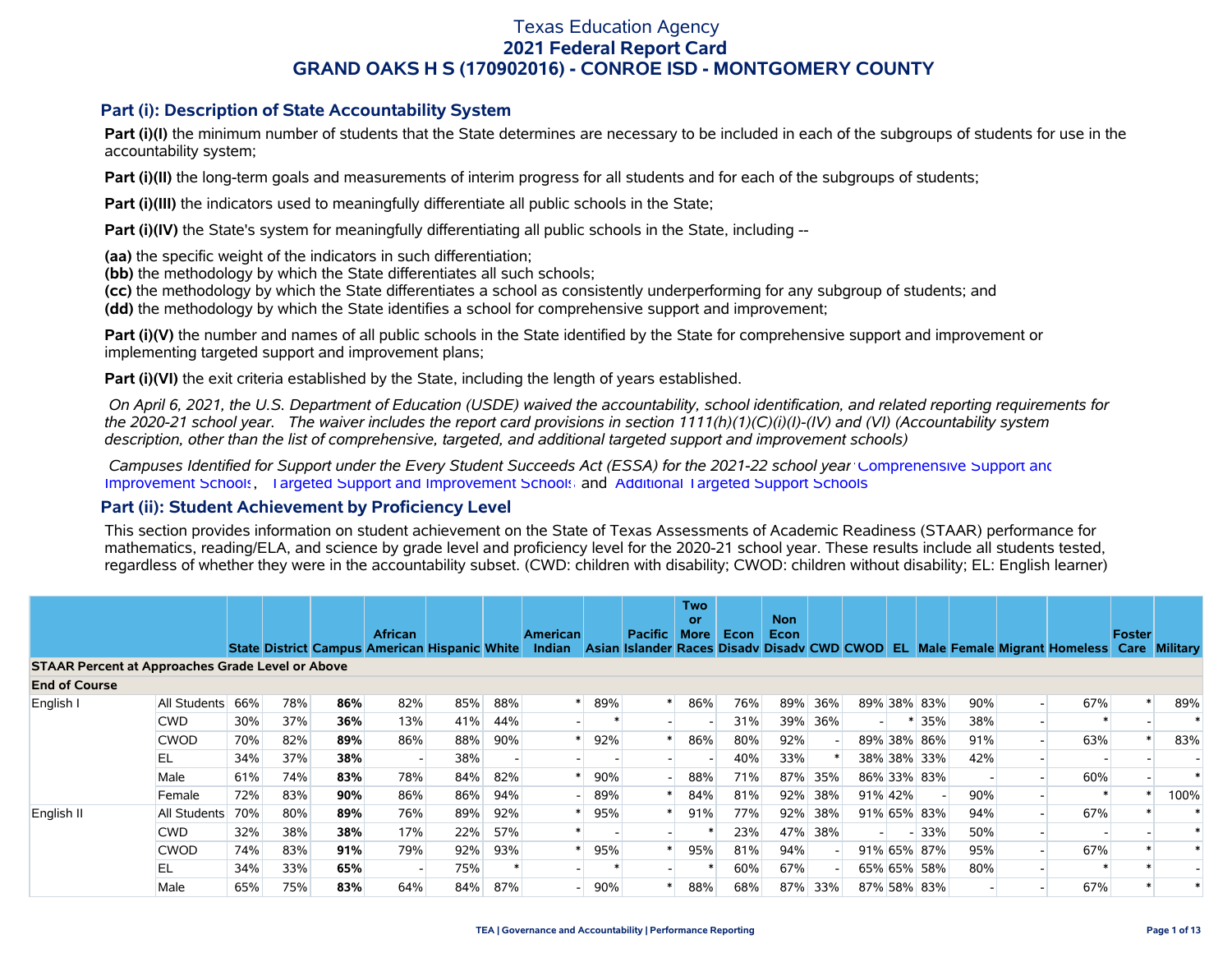# Texas Education Agency
## 2021 Federal Report Card
## GRAND OAKS H S (170902016) - CONROE ISD - MONTGOMERY COUNTY

### Part (i): Description of State Accountability System

**Part (i)(I)** the minimum number of students that the State determines are necessary to be included in each of the subgroups of students for use in the accountability system;

**Part (i)(II)** the long-term goals and measurements of interim progress for all students and for each of the subgroups of students;

**Part (i)(III)** the indicators used to meaningfully differentiate all public schools in the State;

**Part (i)(IV)** the State's system for meaningfully differentiating all public schools in the State, including --

**(aa)** the specific weight of the indicators in such differentiation;
**(bb)** the methodology by which the State differentiates all such schools;
**(cc)** the methodology by which the State differentiates a school as consistently underperforming for any subgroup of students; and
**(dd)** the methodology by which the State identifies a school for comprehensive support and improvement;

**Part (i)(V)** the number and names of all public schools in the State identified by the State for comprehensive support and improvement or implementing targeted support and improvement plans;

**Part (i)(VI)** the exit criteria established by the State, including the length of years established.

*On April 6, 2021, the U.S. Department of Education (USDE) waived the accountability, school identification, and related reporting requirements for the 2020-21 school year. The waiver includes the report card provisions in section 1111(h)(1)(C)(i)(I)-(IV) and (VI) (Accountability system description, other than the list of comprehensive, targeted, and additional targeted support and improvement schools)*

*Campuses Identified for Support under the Every Student Succeeds Act (ESSA) for the 2021-22 school year:* Comprehensive Support and Improvement Schools, Targeted Support and Improvement Schools, and Additional Targeted Support Schools

### Part (ii): Student Achievement by Proficiency Level

This section provides information on student achievement on the State of Texas Assessments of Academic Readiness (STAAR) performance for mathematics, reading/ELA, and science by grade level and proficiency level for the 2020-21 school year. These results include all students tested, regardless of whether they were in the accountability subset. (CWD: children with disability; CWOD: children without disability; EL: English learner)

| | | State | District | Campus | African American | Hispanic | White | American Indian | Asian | Pacific Islander | Two or More Races | Econ Disadv | Non Econ Disadv | CWD | CWOD | EL | Male | Female | Migrant | Homeless | Foster Care | Military |
|---|---|---|---|---|---|---|---|---|---|---|---|---|---|---|---|---|---|---|---|---|---|---|
| **STAAR Percent at Approaches Grade Level or Above** | | | | | | | | | | | | | | | | | | | | | | |
| **End of Course** | | | | | | | | | | | | | | | | | | | | | | |
| English I | All Students | 66% | 78% | **86%** | 82% | 85% | 88% | * | 89% | * | 86% | 76% | 89% | 36% | 89% | 38% | 83% | 90% | - | 67% | * | 89% |
| | CWD | 30% | 37% | **36%** | 13% | 41% | 44% | - | * | - | - | 31% | 39% | 36% | - | * | 35% | 38% | - | * | - | * |
| | CWOD | 70% | 82% | **89%** | 86% | 88% | 90% | * | 92% | * | 86% | 80% | 92% | - | 89% | 38% | 86% | 91% | - | 63% | * | 83% |
| | EL | 34% | 37% | **38%** | - | 38% | - | - | - | - | - | 40% | 33% | * | 38% | 38% | 33% | 42% | - | - | - | - |
| | Male | 61% | 74% | **83%** | 78% | 84% | 82% | * | 90% | - | 88% | 71% | 87% | 35% | 86% | 33% | 83% | - | - | 60% | - | * |
| | Female | 72% | 83% | **90%** | 86% | 86% | 94% | - | 89% | * | 84% | 81% | 92% | 38% | 91% | 42% | - | 90% | - | * | * | 100% |
| English II | All Students | 70% | 80% | **89%** | 76% | 89% | 92% | * | 95% | * | 91% | 77% | 92% | 38% | 91% | 65% | 83% | 94% | - | 67% | * | * |
| | CWD | 32% | 38% | **38%** | 17% | 22% | 57% | * | - | - | * | 23% | 47% | 38% | - | - | 33% | 50% | - | - | - | * |
| | CWOD | 74% | 83% | **91%** | 79% | 92% | 93% | * | 95% | * | 95% | 81% | 94% | - | 91% | 65% | 87% | 95% | - | 67% | * | * |
| | EL | 34% | 33% | **65%** | - | 75% | * | - | * | - | * | 60% | 67% | - | 65% | 65% | 58% | 80% | - | * | * | - |
| | Male | 65% | 75% | **83%** | 64% | 84% | 87% | - | 90% | * | 88% | 68% | 87% | 33% | 87% | 58% | 83% | - | - | 67% | * | * |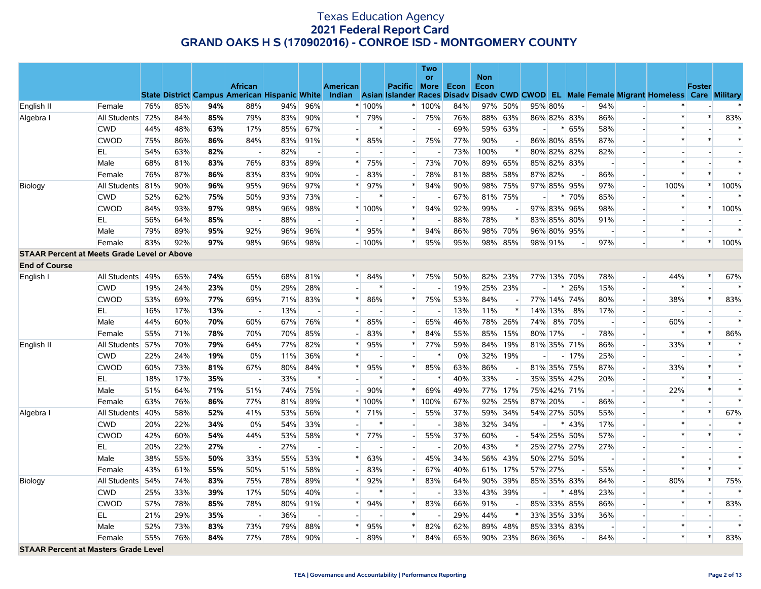# Texas Education Agency
## 2021 Federal Report Card
## GRAND OAKS H S (170902016) - CONROE ISD - MONTGOMERY COUNTY

| | | State | District | Campus | African American | Hispanic | White | American Indian | Asian | Pacific Islander | Two or More Races | Econ Disadv | Non Econ Disadv | CWD | CWOD | EL | Male | Female | Migrant | Homeless | Foster Care | Military |
|---|---|---|---|---|---|---|---|---|---|---|---|---|---|---|---|---|---|---|---|---|---|---|
| English II | Female | 76% | 85% | **94%** | 88% | 94% | 96% | * | 100% | * | 100% | 84% | 97% | 50% | 95% | 80% | - | 94% | - | * | - | * |
| Algebra I | All Students | 72% | 84% | **85%** | 79% | 83% | 90% | * | 79% | - | 75% | 76% | 88% | 63% | 86% | 82% | 83% | 86% | - | * | * | 83% |
| | CWD | 44% | 48% | **63%** | 17% | 85% | 67% | - | * | - | - | 69% | 59% | 63% | - | * | 65% | 58% | - | * | - | * |
| | CWOD | 75% | 86% | **86%** | 84% | 83% | 91% | * | 85% | - | 75% | 77% | 90% | - | 86% | 80% | 85% | 87% | - | * | * | * |
| | EL | 54% | 63% | **82%** | - | 82% | - | - | - | - | - | 73% | 100% | * | 80% | 82% | 82% | 82% | - | - | - | - |
| | Male | 68% | 81% | **83%** | 76% | 83% | 89% | * | 75% | - | 73% | 70% | 89% | 65% | 85% | 82% | 83% | - | - | * | - | * |
| | Female | 76% | 87% | **86%** | 83% | 83% | 90% | - | 83% | - | 78% | 81% | 88% | 58% | 87% | 82% | - | 86% | - | * | * | * |
| Biology | All Students | 81% | 90% | **96%** | 95% | 96% | 97% | * | 97% | * | 94% | 90% | 98% | 75% | 97% | 85% | 95% | 97% | - | 100% | * | 100% |
| | CWD | 52% | 62% | **75%** | 50% | 93% | 73% | - | * | - | - | 67% | 81% | 75% | - | * | 70% | 85% | - | * | - | * |
| | CWOD | 84% | 93% | **97%** | 98% | 96% | 98% | * | 100% | * | 94% | 92% | 99% | - | 97% | 83% | 96% | 98% | - | * | * | 100% |
| | EL | 56% | 64% | **85%** | - | 88% | - | - | - | * | - | 88% | 78% | * | 83% | 85% | 80% | 91% | - | - | - | - |
| | Male | 79% | 89% | **95%** | 92% | 96% | 96% | * | 95% | * | 94% | 86% | 98% | 70% | 96% | 80% | 95% | - | - | * | - | * |
| | Female | 83% | 92% | **97%** | 98% | 96% | 98% | - | 100% | * | 95% | 95% | 98% | 85% | 98% | 91% | - | 97% | - | * | * | 100% |
| **STAAR Percent at Meets Grade Level or Above** | | | | | | | | | | | | | | | | | | | | | | |
| **End of Course** | | | | | | | | | | | | | | | | | | | | | | |
| English I | All Students | 49% | 65% | **74%** | 65% | 68% | 81% | * | 84% | * | 75% | 50% | 82% | 23% | 77% | 13% | 70% | 78% | - | 44% | * | 67% |
| | CWD | 19% | 24% | **23%** | 0% | 29% | 28% | - | * | - | - | 19% | 25% | 23% | - | * | 26% | 15% | - | * | - | * |
| | CWOD | 53% | 69% | **77%** | 69% | 71% | 83% | * | 86% | * | 75% | 53% | 84% | - | 77% | 14% | 74% | 80% | - | 38% | * | 83% |
| | EL | 16% | 17% | **13%** | - | 13% | - | - | - | - | - | 13% | 11% | * | 14% | 13% | 8% | 17% | - | - | - | - |
| | Male | 44% | 60% | **70%** | 60% | 67% | 76% | * | 85% | - | 65% | 46% | 78% | 26% | 74% | 8% | 70% | - | - | 60% | - | * |
| | Female | 55% | 71% | **78%** | 70% | 70% | 85% | - | 83% | * | 84% | 55% | 85% | 15% | 80% | 17% | - | 78% | - | * | * | 86% |
| English II | All Students | 57% | 70% | **79%** | 64% | 77% | 82% | * | 95% | * | 77% | 59% | 84% | 19% | 81% | 35% | 71% | 86% | - | 33% | * | * |
| | CWD | 22% | 24% | **19%** | 0% | 11% | 36% | * | - | - | * | 0% | 32% | 19% | - | - | 17% | 25% | - | - | - | * |
| | CWOD | 60% | 73% | **81%** | 67% | 80% | 84% | * | 95% | * | 85% | 63% | 86% | - | 81% | 35% | 75% | 87% | - | 33% | * | * |
| | EL | 18% | 17% | **35%** | - | 33% | * | - | * | - | * | 40% | 33% | - | 35% | 35% | 42% | 20% | - | * | * | - |
| | Male | 51% | 64% | **71%** | 51% | 74% | 75% | - | 90% | * | 69% | 49% | 77% | 17% | 75% | 42% | 71% | - | - | 22% | * | * |
| | Female | 63% | 76% | **86%** | 77% | 81% | 89% | * | 100% | * | 100% | 67% | 92% | 25% | 87% | 20% | - | 86% | - | * | - | * |
| Algebra I | All Students | 40% | 58% | **52%** | 41% | 53% | 56% | * | 71% | - | 55% | 37% | 59% | 34% | 54% | 27% | 50% | 55% | - | * | * | 67% |
| | CWD | 20% | 22% | **34%** | 0% | 54% | 33% | - | * | - | - | 38% | 32% | 34% | - | * | 43% | 17% | - | * | - | * |
| | CWOD | 42% | 60% | **54%** | 44% | 53% | 58% | * | 77% | - | 55% | 37% | 60% | - | 54% | 25% | 50% | 57% | - | * | * | * |
| | EL | 20% | 22% | **27%** | - | 27% | - | - | - | - | - | 20% | 43% | * | 25% | 27% | 27% | 27% | - | - | - | - |
| | Male | 38% | 55% | **50%** | 33% | 55% | 53% | * | 63% | - | 45% | 34% | 56% | 43% | 50% | 27% | 50% | - | - | * | - | * |
| | Female | 43% | 61% | **55%** | 50% | 51% | 58% | - | 83% | - | 67% | 40% | 61% | 17% | 57% | 27% | - | 55% | - | * | * | * |
| Biology | All Students | 54% | 74% | **83%** | 75% | 78% | 89% | * | 92% | * | 83% | 64% | 90% | 39% | 85% | 35% | 83% | 84% | - | 80% | * | 75% |
| | CWD | 25% | 33% | **39%** | 17% | 50% | 40% | - | * | - | - | 33% | 43% | 39% | - | * | 48% | 23% | - | * | - | * |
| | CWOD | 57% | 78% | **85%** | 78% | 80% | 91% | * | 94% | * | 83% | 66% | 91% | - | 85% | 33% | 85% | 86% | - | * | * | 83% |
| | EL | 21% | 29% | **35%** | - | 36% | - | - | - | * | - | 29% | 44% | * | 33% | 35% | 33% | 36% | - | - | - | - |
| | Male | 52% | 73% | **83%** | 73% | 79% | 88% | * | 95% | * | 82% | 62% | 89% | 48% | 85% | 33% | 83% | - | - | * | - | * |
| | Female | 55% | 76% | **84%** | 77% | 78% | 90% | - | 89% | * | 84% | 65% | 90% | 23% | 86% | 36% | - | 84% | - | * | * | 83% |
| **STAAR Percent at Masters Grade Level** | | | | | | | | | | | | | | | | | | | | | | |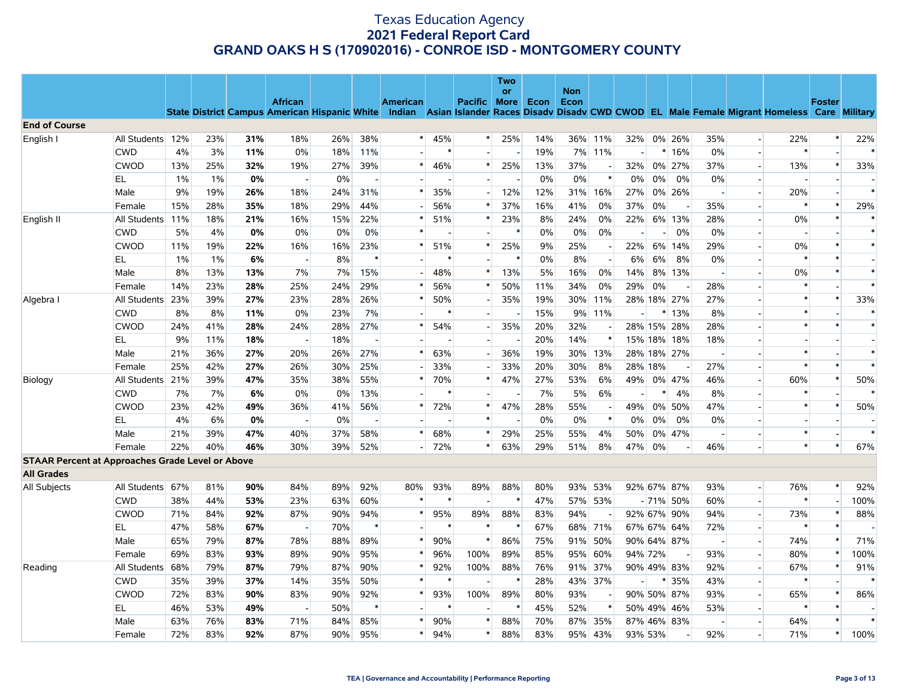# Texas Education Agency
## 2021 Federal Report Card
## GRAND OAKS H S (170902016) - CONROE ISD - MONTGOMERY COUNTY

| | | State | District | Campus | African American | Hispanic | White | American Indian | Asian | Pacific Islander | Two or More Races | Econ Disadv | Non Econ Disadv | CWD | CWOD | EL | Male | Female | Migrant | Homeless | Foster Care | Military |
|---|---|---|---|---|---|---|---|---|---|---|---|---|---|---|---|---|---|---|---|---|---|---|
| **End of Course** | | | | | | | | | | | | | | | | | | | | | | |
| English I | All Students | 12% | 23% | **31%** | 18% | 26% | 38% | * | 45% | * | 25% | 14% | 36% | 11% | 32% | 0% | 26% | 35% | - | 22% | * | 22% |
| | CWD | 4% | 3% | **11%** | 0% | 18% | 11% | - | * | - | - | 19% | 7% | 11% | - | * | 16% | 0% | - | * | - | * |
| | CWOD | 13% | 25% | **32%** | 19% | 27% | 39% | * | 46% | * | 25% | 13% | 37% | - | 32% | 0% | 27% | 37% | - | 13% | * | 33% |
| | EL | 1% | 1% | **0%** | - | 0% | - | - | - | - | - | 0% | 0% | * | 0% | 0% | 0% | 0% | - | - | - | - |
| | Male | 9% | 19% | **26%** | 18% | 24% | 31% | * | 35% | - | 12% | 12% | 31% | 16% | 27% | 0% | 26% | - | - | 20% | - | * |
| | Female | 15% | 28% | **35%** | 18% | 29% | 44% | - | 56% | * | 37% | 16% | 41% | 0% | 37% | 0% | - | 35% | - | * | * | 29% |
| English II | All Students | 11% | 18% | **21%** | 16% | 15% | 22% | * | 51% | * | 23% | 8% | 24% | 0% | 22% | 6% | 13% | 28% | - | 0% | * | * |
| | CWD | 5% | 4% | **0%** | 0% | 0% | 0% | * | - | - | * | 0% | 0% | 0% | - | - | 0% | 0% | - | - | - | * |
| | CWOD | 11% | 19% | **22%** | 16% | 16% | 23% | * | 51% | * | 25% | 9% | 25% | - | 22% | 6% | 14% | 29% | - | 0% | * | * |
| | EL | 1% | 1% | **6%** | - | 8% | * | - | * | - | * | 0% | 8% | - | 6% | 6% | 8% | 0% | - | * | * | - |
| | Male | 8% | 13% | **13%** | 7% | 7% | 15% | - | 48% | * | 13% | 5% | 16% | 0% | 14% | 8% | 13% | - | - | 0% | * | * |
| | Female | 14% | 23% | **28%** | 25% | 24% | 29% | * | 56% | * | 50% | 11% | 34% | 0% | 29% | 0% | - | 28% | - | * | - | * |
| Algebra I | All Students | 23% | 39% | **27%** | 23% | 28% | 26% | * | 50% | - | 35% | 19% | 30% | 11% | 28% | 18% | 27% | 27% | - | * | * | 33% |
| | CWD | 8% | 8% | **11%** | 0% | 23% | 7% | - | * | - | - | 15% | 9% | 11% | - | * | 13% | 8% | - | * | - | * |
| | CWOD | 24% | 41% | **28%** | 24% | 28% | 27% | * | 54% | - | 35% | 20% | 32% | - | 28% | 15% | 28% | 28% | - | * | * | * |
| | EL | 9% | 11% | **18%** | - | 18% | - | - | - | - | - | 20% | 14% | * | 15% | 18% | 18% | 18% | - | - | - | - |
| | Male | 21% | 36% | **27%** | 20% | 26% | 27% | * | 63% | - | 36% | 19% | 30% | 13% | 28% | 18% | 27% | - | - | * | - | * |
| | Female | 25% | 42% | **27%** | 26% | 30% | 25% | - | 33% | - | 33% | 20% | 30% | 8% | 28% | 18% | - | 27% | - | * | * | * |
| Biology | All Students | 21% | 39% | **47%** | 35% | 38% | 55% | * | 70% | * | 47% | 27% | 53% | 6% | 49% | 0% | 47% | 46% | - | 60% | * | 50% |
| | CWD | 7% | 7% | **6%** | 0% | 0% | 13% | - | * | - | - | 7% | 5% | 6% | - | * | 4% | 8% | - | * | - | * |
| | CWOD | 23% | 42% | **49%** | 36% | 41% | 56% | * | 72% | * | 47% | 28% | 55% | - | 49% | 0% | 50% | 47% | - | * | * | 50% |
| | EL | 4% | 6% | **0%** | - | 0% | - | - | - | * | - | 0% | 0% | * | 0% | 0% | 0% | 0% | - | - | - | - |
| | Male | 21% | 39% | **47%** | 40% | 37% | 58% | * | 68% | * | 29% | 25% | 55% | 4% | 50% | 0% | 47% | - | - | * | - | * |
| | Female | 22% | 40% | **46%** | 30% | 39% | 52% | - | 72% | * | 63% | 29% | 51% | 8% | 47% | 0% | - | 46% | - | * | * | 67% |
| **STAAR Percent at Approaches Grade Level or Above** | | | | | | | | | | | | | | | | | | | | | | |
| **All Grades** | | | | | | | | | | | | | | | | | | | | | | |
| All Subjects | All Students | 67% | 81% | **90%** | 84% | 89% | 92% | 80% | 93% | 89% | 88% | 80% | 93% | 53% | 92% | 67% | 87% | 93% | - | 76% | * | 92% |
| | CWD | 38% | 44% | **53%** | 23% | 63% | 60% | * | * | - | * | 47% | 57% | 53% | - | 71% | 50% | 60% | - | * | - | 100% |
| | CWOD | 71% | 84% | **92%** | 87% | 90% | 94% | * | 95% | 89% | 88% | 83% | 94% | - | 92% | 67% | 90% | 94% | - | 73% | * | 88% |
| | EL | 47% | 58% | **67%** | - | 70% | * | - | * | * | * | 67% | 68% | 71% | 67% | 67% | 64% | 72% | - | * | * | - |
| | Male | 65% | 79% | **87%** | 78% | 88% | 89% | * | 90% | * | 86% | 75% | 91% | 50% | 90% | 64% | 87% | - | - | 74% | * | 71% |
| | Female | 69% | 83% | **93%** | 89% | 90% | 95% | * | 96% | 100% | 89% | 85% | 95% | 60% | 94% | 72% | - | 93% | - | 80% | * | 100% |
| Reading | All Students | 68% | 79% | **87%** | 79% | 87% | 90% | * | 92% | 100% | 88% | 76% | 91% | 37% | 90% | 49% | 83% | 92% | - | 67% | * | 91% |
| | CWD | 35% | 39% | **37%** | 14% | 35% | 50% | * | * | - | * | 28% | 43% | 37% | - | * | 35% | 43% | - | * | - | * |
| | CWOD | 72% | 83% | **90%** | 83% | 90% | 92% | * | 93% | 100% | 89% | 80% | 93% | - | 90% | 50% | 87% | 93% | - | 65% | * | 86% |
| | EL | 46% | 53% | **49%** | - | 50% | * | - | * | - | * | 45% | 52% | * | 50% | 49% | 46% | 53% | - | * | * | - |
| | Male | 63% | 76% | **83%** | 71% | 84% | 85% | * | 90% | * | 88% | 70% | 87% | 35% | 87% | 46% | 83% | - | - | 64% | * | * |
| | Female | 72% | 83% | **92%** | 87% | 90% | 95% | * | 94% | * | 88% | 83% | 95% | 43% | 93% | 53% | - | 92% | - | 71% | * | 100% |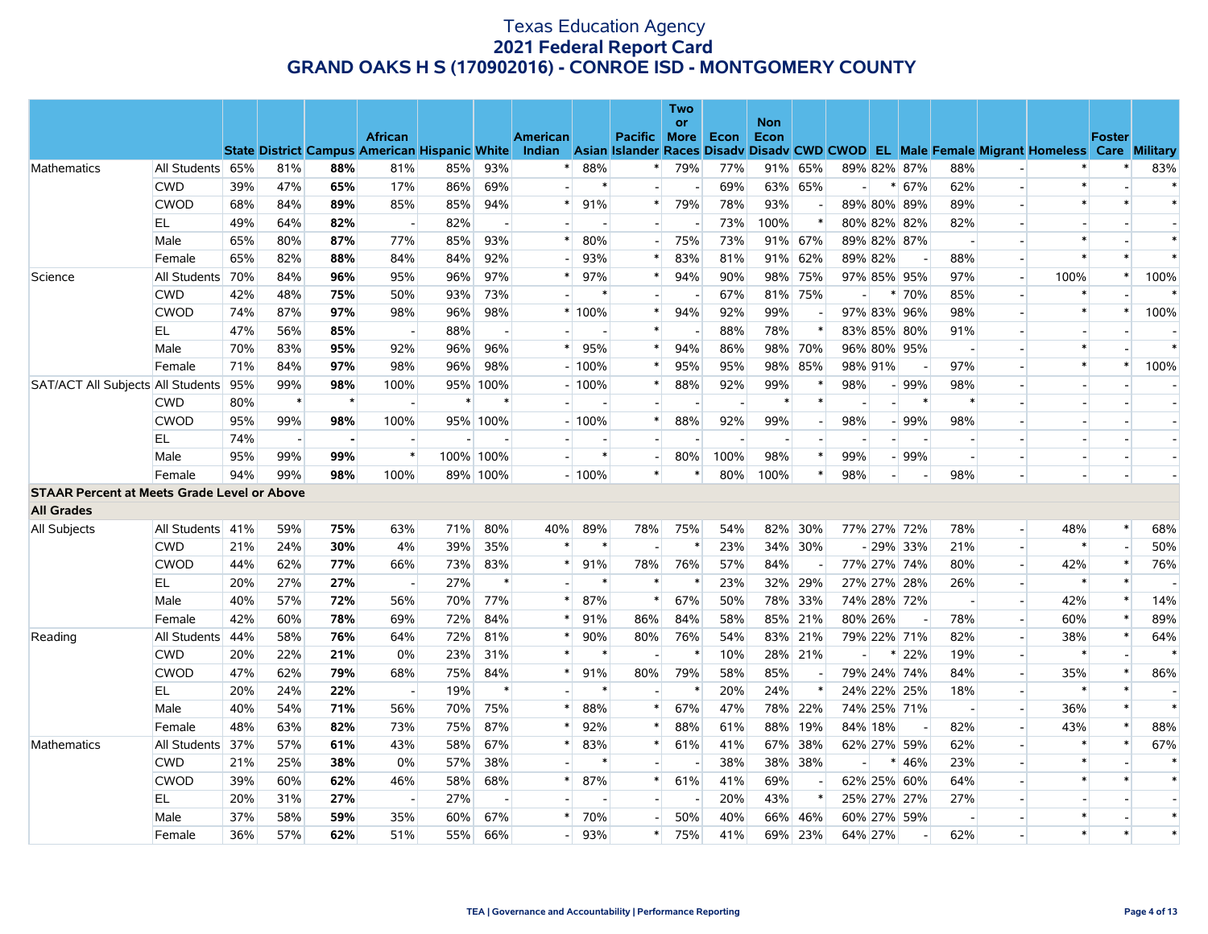# Texas Education Agency
## 2021 Federal Report Card
## GRAND OAKS H S (170902016) - CONROE ISD - MONTGOMERY COUNTY

| | | State | District | Campus | African American | Hispanic | White | American Indian | Asian | Pacific Islander | Two or More Races | Econ Disadv | Non Econ Disadv | CWD | CWOD | EL | Male | Female | Migrant | Homeless | Foster Care | Military |
|---|---|---|---|---|---|---|---|---|---|---|---|---|---|---|---|---|---|---|---|---|---|---|
| Mathematics | All Students | 65% | 81% | **88%** | 81% | 85% | 93% | * | 88% | * | 79% | 77% | 91% | 65% | 89% | 82% | 87% | 88% | - | * | * | 83% |
| | CWD | 39% | 47% | **65%** | 17% | 86% | 69% | - | * | - | - | 69% | 63% | 65% | - | * | 67% | 62% | - | * | - | * |
| | CWOD | 68% | 84% | **89%** | 85% | 85% | 94% | * | 91% | * | 79% | 78% | 93% | - | 89% | 80% | 89% | 89% | - | * | * | * |
| | EL | 49% | 64% | **82%** | - | 82% | - | - | - | - | - | 73% | 100% | * | 80% | 82% | 82% | 82% | - | - | - | - |
| | Male | 65% | 80% | **87%** | 77% | 85% | 93% | * | 80% | - | 75% | 73% | 91% | 67% | 89% | 82% | 87% | - | - | * | - | * |
| | Female | 65% | 82% | **88%** | 84% | 84% | 92% | - | 93% | * | 83% | 81% | 91% | 62% | 89% | 82% | - | 88% | - | * | * | * |
| Science | All Students | 70% | 84% | **96%** | 95% | 96% | 97% | * | 97% | * | 94% | 90% | 98% | 75% | 97% | 85% | 95% | 97% | - | 100% | * | 100% |
| | CWD | 42% | 48% | **75%** | 50% | 93% | 73% | - | * | - | - | 67% | 81% | 75% | - | * | 70% | 85% | - | * | - | * |
| | CWOD | 74% | 87% | **97%** | 98% | 96% | 98% | * | 100% | * | 94% | 92% | 99% | - | 97% | 83% | 96% | 98% | - | * | * | 100% |
| | EL | 47% | 56% | **85%** | - | 88% | - | - | - | * | - | 88% | 78% | * | 83% | 85% | 80% | 91% | - | - | - | - |
| | Male | 70% | 83% | **95%** | 92% | 96% | 96% | * | 95% | * | 94% | 86% | 98% | 70% | 96% | 80% | 95% | - | - | * | - | * |
| | Female | 71% | 84% | **97%** | 98% | 96% | 98% | - | 100% | * | 95% | 95% | 98% | 85% | 98% | 91% | - | 97% | - | * | * | 100% |
| SAT/ACT All Subjects | All Students | 95% | 99% | **98%** | 100% | 95% | 100% | - | 100% | * | 88% | 92% | 99% | * | 98% | - | 99% | 98% | - | - | - | - |
| | CWD | 80% | * | * | - | * | * | - | - | - | - | - | * | * | - | - | * | * | - | - | - | - |
| | CWOD | 95% | 99% | **98%** | 100% | 95% | 100% | - | 100% | * | 88% | 92% | 99% | - | 98% | - | 99% | 98% | - | - | - | - |
| | EL | 74% | - | **-** | - | - | - | - | - | - | - | - | - | - | - | - | - | - | - | - | - | - |
| | Male | 95% | 99% | **99%** | * | 100% | 100% | - | * | - | 80% | 100% | 98% | * | 99% | - | 99% | - | - | - | - | - |
| | Female | 94% | 99% | **98%** | 100% | 89% | 100% | - | 100% | * | * | 80% | 100% | * | 98% | - | - | 98% | - | - | - | - |
| **STAAR Percent at Meets Grade Level or Above** | | | | | | | | | | | | | | | | | | | | | | |
| **All Grades** | | | | | | | | | | | | | | | | | | | | | | |
| All Subjects | All Students | 41% | 59% | **75%** | 63% | 71% | 80% | 40% | 89% | 78% | 75% | 54% | 82% | 30% | 77% | 27% | 72% | 78% | - | 48% | * | 68% |
| | CWD | 21% | 24% | **30%** | 4% | 39% | 35% | * | * | - | * | 23% | 34% | 30% | - | 29% | 33% | 21% | - | * | - | 50% |
| | CWOD | 44% | 62% | **77%** | 66% | 73% | 83% | * | 91% | 78% | 76% | 57% | 84% | - | 77% | 27% | 74% | 80% | - | 42% | * | 76% |
| | EL | 20% | 27% | **27%** | - | 27% | * | - | * | * | * | 23% | 32% | 29% | 27% | 27% | 28% | 26% | - | * | * | - |
| | Male | 40% | 57% | **72%** | 56% | 70% | 77% | * | 87% | * | 67% | 50% | 78% | 33% | 74% | 28% | 72% | - | - | 42% | * | 14% |
| | Female | 42% | 60% | **78%** | 69% | 72% | 84% | * | 91% | 86% | 84% | 58% | 85% | 21% | 80% | 26% | - | 78% | - | 60% | * | 89% |
| Reading | All Students | 44% | 58% | **76%** | 64% | 72% | 81% | * | 90% | 80% | 76% | 54% | 83% | 21% | 79% | 22% | 71% | 82% | - | 38% | * | 64% |
| | CWD | 20% | 22% | **21%** | 0% | 23% | 31% | * | * | - | * | 10% | 28% | 21% | - | * | 22% | 19% | - | * | - | * |
| | CWOD | 47% | 62% | **79%** | 68% | 75% | 84% | * | 91% | 80% | 79% | 58% | 85% | - | 79% | 24% | 74% | 84% | - | 35% | * | 86% |
| | EL | 20% | 24% | **22%** | - | 19% | * | - | * | - | * | 20% | 24% | * | 24% | 22% | 25% | 18% | - | * | * | - |
| | Male | 40% | 54% | **71%** | 56% | 70% | 75% | * | 88% | * | 67% | 47% | 78% | 22% | 74% | 25% | 71% | - | - | 36% | * | * |
| | Female | 48% | 63% | **82%** | 73% | 75% | 87% | * | 92% | * | 88% | 61% | 88% | 19% | 84% | 18% | - | 82% | - | 43% | * | 88% |
| Mathematics | All Students | 37% | 57% | **61%** | 43% | 58% | 67% | * | 83% | * | 61% | 41% | 67% | 38% | 62% | 27% | 59% | 62% | - | * | * | 67% |
| | CWD | 21% | 25% | **38%** | 0% | 57% | 38% | - | * | - | - | 38% | 38% | 38% | - | * | 46% | 23% | - | * | - | * |
| | CWOD | 39% | 60% | **62%** | 46% | 58% | 68% | * | 87% | * | 61% | 41% | 69% | - | 62% | 25% | 60% | 64% | - | * | * | * |
| | EL | 20% | 31% | **27%** | - | 27% | - | - | - | - | - | 20% | 43% | * | 25% | 27% | 27% | 27% | - | - | - | - |
| | Male | 37% | 58% | **59%** | 35% | 60% | 67% | * | 70% | - | 50% | 40% | 66% | 46% | 60% | 27% | 59% | - | - | * | - | * |
| | Female | 36% | 57% | **62%** | 51% | 55% | 66% | - | 93% | * | 75% | 41% | 69% | 23% | 64% | 27% | - | 62% | - | * | * | * |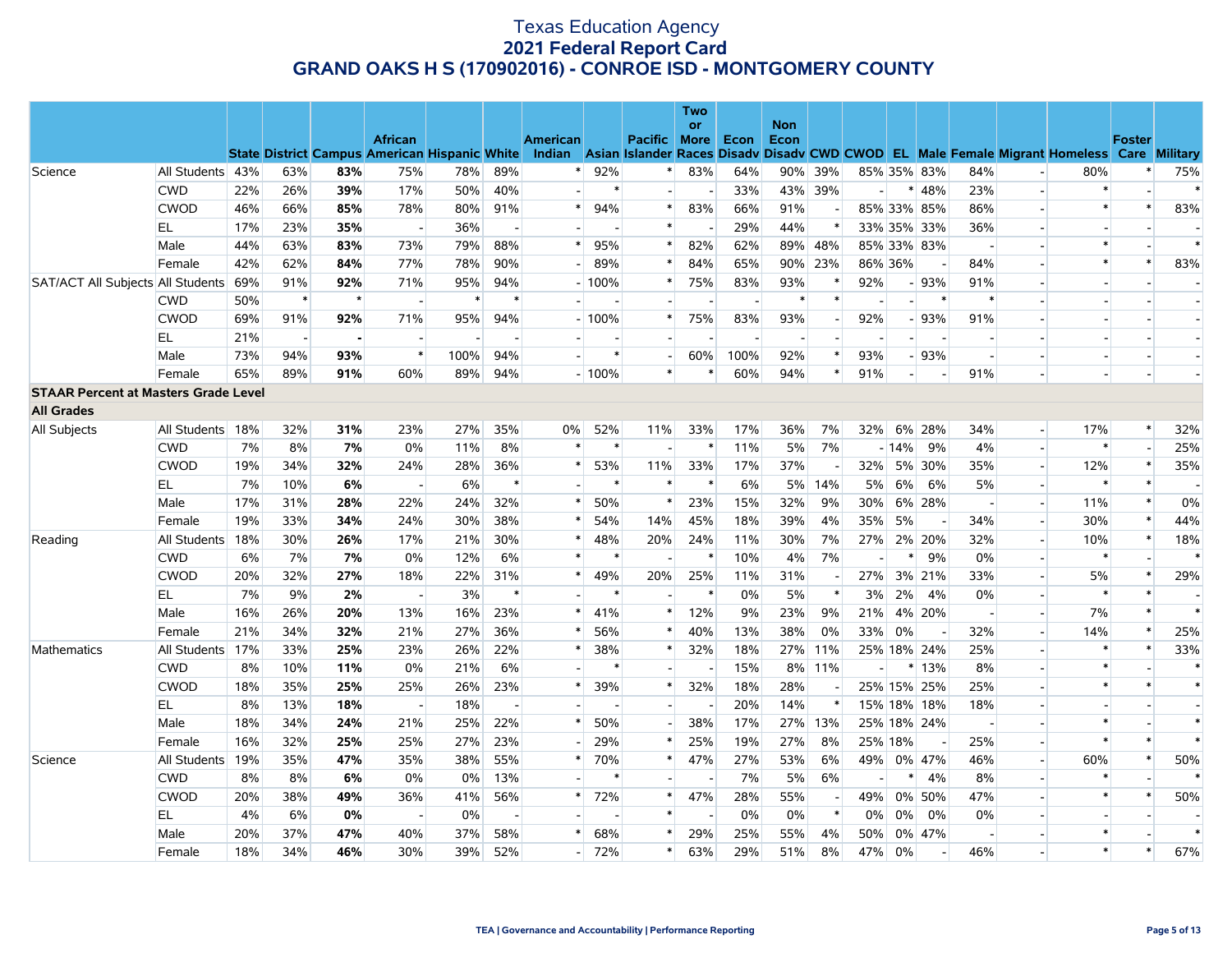# Texas Education Agency
## 2021 Federal Report Card
## GRAND OAKS H S (170902016) - CONROE ISD - MONTGOMERY COUNTY

| | | State | District | Campus | African American | Hispanic | White | American Indian | Asian | Pacific Islander | Two or More Races | Econ Disadv | Non Econ Disadv | CWD | CWOD | EL | Male | Female | Migrant | Homeless | Foster Care | Military |
|---|---|---|---|---|---|---|---|---|---|---|---|---|---|---|---|---|---|---|---|---|---|---|
| Science | All Students | 43% | 63% | **83%** | 75% | 78% | 89% | * | 92% | * | 83% | 64% | 90% | 39% | 85% | 35% | 83% | 84% | - | 80% | * | 75% |
| | CWD | 22% | 26% | **39%** | 17% | 50% | 40% | - | * | - | - | 33% | 43% | 39% | - | * | 48% | 23% | - | * | - | * |
| | CWOD | 46% | 66% | **85%** | 78% | 80% | 91% | * | 94% | * | 83% | 66% | 91% | - | 85% | 33% | 85% | 86% | - | * | * | 83% |
| | EL | 17% | 23% | **35%** | - | 36% | - | - | - | * | - | 29% | 44% | * | 33% | 35% | 33% | 36% | - | - | - | - |
| | Male | 44% | 63% | **83%** | 73% | 79% | 88% | * | 95% | * | 82% | 62% | 89% | 48% | 85% | 33% | 83% | - | - | * | - | * |
| | Female | 42% | 62% | **84%** | 77% | 78% | 90% | - | 89% | * | 84% | 65% | 90% | 23% | 86% | 36% | - | 84% | - | * | * | 83% |
| SAT/ACT All Subjects | All Students | 69% | 91% | **92%** | 71% | 95% | 94% | - | 100% | * | 75% | 83% | 93% | * | 92% | - | 93% | 91% | - | - | - | - |
| | CWD | 50% | * | * | - | * | * | - | - | - | - | - | * | * | - | - | * | * | - | - | - | - |
| | CWOD | 69% | 91% | **92%** | 71% | 95% | 94% | - | 100% | * | 75% | 83% | 93% | - | 92% | - | 93% | 91% | - | - | - | - |
| | EL | 21% | - | **-** | - | - | - | - | - | - | - | - | - | - | - | - | - | - | - | - | - | - |
| | Male | 73% | 94% | **93%** | * | 100% | 94% | - | * | - | 60% | 100% | 92% | * | 93% | - | 93% | - | - | - | - | - |
| | Female | 65% | 89% | **91%** | 60% | 89% | 94% | - | 100% | * | * | 60% | 94% | * | 91% | - | - | 91% | - | - | - | - |
| **STAAR Percent at Masters Grade Level** | | | | | | | | | | | | | | | | | | | | | | |
| **All Grades** | | | | | | | | | | | | | | | | | | | | | | |
| All Subjects | All Students | 18% | 32% | **31%** | 23% | 27% | 35% | 0% | 52% | 11% | 33% | 17% | 36% | 7% | 32% | 6% | 28% | 34% | - | 17% | * | 32% |
| | CWD | 7% | 8% | **7%** | 0% | 11% | 8% | * | * | - | * | 11% | 5% | 7% | - | 14% | 9% | 4% | - | * | - | 25% |
| | CWOD | 19% | 34% | **32%** | 24% | 28% | 36% | * | 53% | 11% | 33% | 17% | 37% | - | 32% | 5% | 30% | 35% | - | 12% | * | 35% |
| | EL | 7% | 10% | **6%** | - | 6% | * | - | * | * | * | 6% | 5% | 14% | 5% | 6% | 6% | 5% | - | * | * | - |
| | Male | 17% | 31% | **28%** | 22% | 24% | 32% | * | 50% | * | 23% | 15% | 32% | 9% | 30% | 6% | 28% | - | - | 11% | * | 0% |
| | Female | 19% | 33% | **34%** | 24% | 30% | 38% | * | 54% | 14% | 45% | 18% | 39% | 4% | 35% | 5% | - | 34% | - | 30% | * | 44% |
| Reading | All Students | 18% | 30% | **26%** | 17% | 21% | 30% | * | 48% | 20% | 24% | 11% | 30% | 7% | 27% | 2% | 20% | 32% | - | 10% | * | 18% |
| | CWD | 6% | 7% | **7%** | 0% | 12% | 6% | * | * | - | * | 10% | 4% | 7% | - | * | 9% | 0% | - | * | - | * |
| | CWOD | 20% | 32% | **27%** | 18% | 22% | 31% | * | 49% | 20% | 25% | 11% | 31% | - | 27% | 3% | 21% | 33% | - | 5% | * | 29% |
| | EL | 7% | 9% | **2%** | - | 3% | * | - | * | - | * | 0% | 5% | * | 3% | 2% | 4% | 0% | - | * | * | - |
| | Male | 16% | 26% | **20%** | 13% | 16% | 23% | * | 41% | * | 12% | 9% | 23% | 9% | 21% | 4% | 20% | - | - | 7% | * | * |
| | Female | 21% | 34% | **32%** | 21% | 27% | 36% | * | 56% | * | 40% | 13% | 38% | 0% | 33% | 0% | - | 32% | - | 14% | * | 25% |
| Mathematics | All Students | 17% | 33% | **25%** | 23% | 26% | 22% | * | 38% | * | 32% | 18% | 27% | 11% | 25% | 18% | 24% | 25% | - | * | * | 33% |
| | CWD | 8% | 10% | **11%** | 0% | 21% | 6% | - | * | - | - | 15% | 8% | 11% | - | * | 13% | 8% | - | * | - | * |
| | CWOD | 18% | 35% | **25%** | 25% | 26% | 23% | * | 39% | * | 32% | 18% | 28% | - | 25% | 15% | 25% | 25% | - | * | * | * |
| | EL | 8% | 13% | **18%** | - | 18% | - | - | - | - | - | 20% | 14% | * | 15% | 18% | 18% | 18% | - | - | - | - |
| | Male | 18% | 34% | **24%** | 21% | 25% | 22% | * | 50% | - | 38% | 17% | 27% | 13% | 25% | 18% | 24% | - | - | * | - | * |
| | Female | 16% | 32% | **25%** | 25% | 27% | 23% | - | 29% | * | 25% | 19% | 27% | 8% | 25% | 18% | - | 25% | - | * | * | * |
| Science | All Students | 19% | 35% | **47%** | 35% | 38% | 55% | * | 70% | * | 47% | 27% | 53% | 6% | 49% | 0% | 47% | 46% | - | 60% | * | 50% |
| | CWD | 8% | 8% | **6%** | 0% | 0% | 13% | - | * | - | - | 7% | 5% | 6% | - | * | 4% | 8% | - | * | - | * |
| | CWOD | 20% | 38% | **49%** | 36% | 41% | 56% | * | 72% | * | 47% | 28% | 55% | - | 49% | 0% | 50% | 47% | - | * | * | 50% |
| | EL | 4% | 6% | **0%** | - | 0% | - | - | - | * | - | 0% | 0% | * | 0% | 0% | 0% | 0% | - | - | - | - |
| | Male | 20% | 37% | **47%** | 40% | 37% | 58% | * | 68% | * | 29% | 25% | 55% | 4% | 50% | 0% | 47% | - | - | * | - | * |
| | Female | 18% | 34% | **46%** | 30% | 39% | 52% | - | 72% | * | 63% | 29% | 51% | 8% | 47% | 0% | - | 46% | - | * | * | 67% |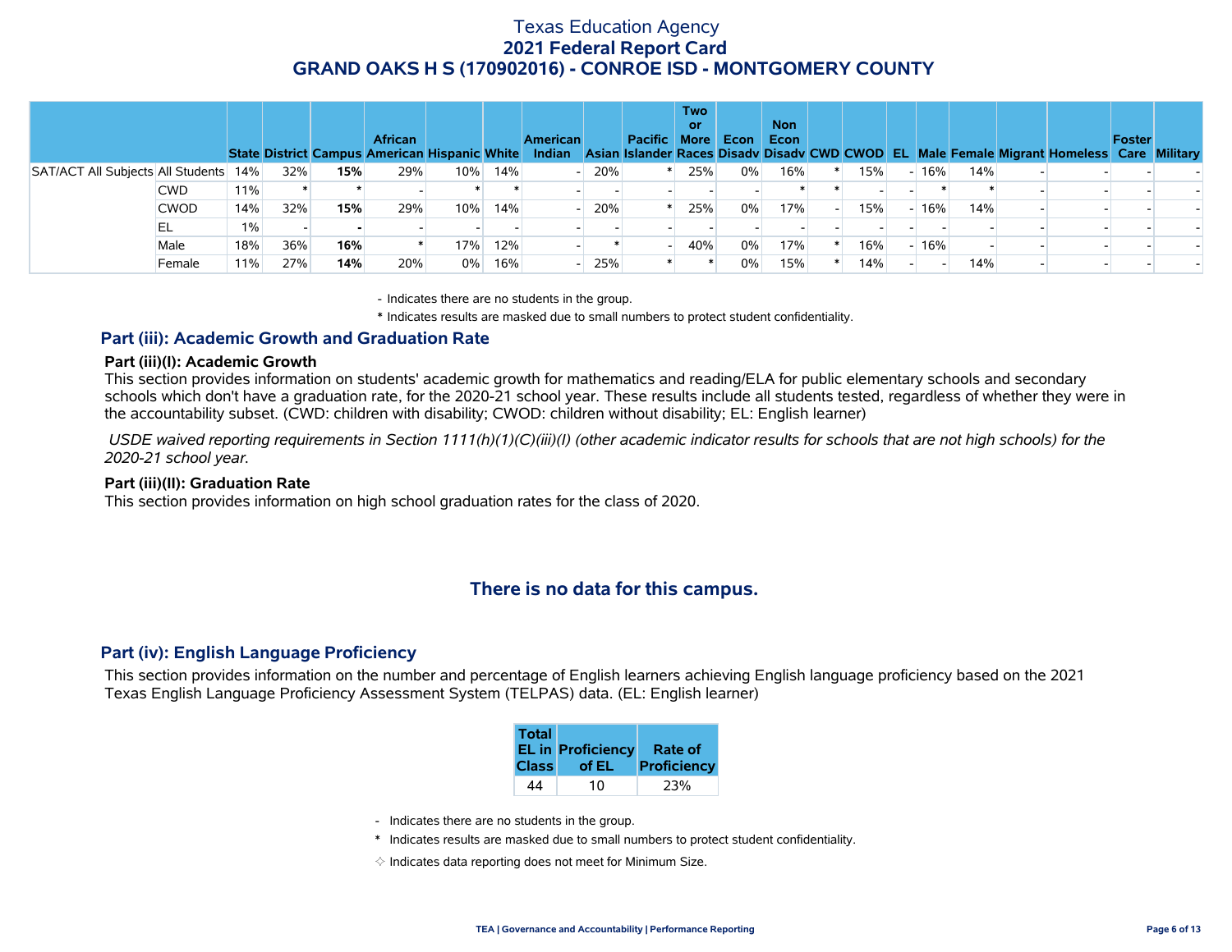# Texas Education Agency
## 2021 Federal Report Card
## GRAND OAKS H S (170902016) - CONROE ISD - MONTGOMERY COUNTY

| | | State | District | Campus | African American | Hispanic | White | American Indian | Asian | Pacific Islander | Two or More Races | Econ Disadv | Non Econ Disadv | CWD | CWOD | EL | Male | Female | Migrant | Homeless | Foster Care | Military |
|---|---|---|---|---|---|---|---|---|---|---|---|---|---|---|---|---|---|---|---|---|---|---|
| SAT/ACT All Subjects | All Students | 14% | 32% | **15%** | 29% | 10% | 14% | - | 20% | * | 25% | 0% | 16% | * | 15% | - | 16% | 14% | - | - | - | - |
| | CWD | 11% | * | * | - | * | * | - | - | - | - | - | * | * | - | - | * | * | - | - | - | - |
| | CWOD | 14% | 32% | **15%** | 29% | 10% | 14% | - | 20% | * | 25% | 0% | 17% | - | 15% | - | 16% | 14% | - | - | - | - |
| | EL | 1% | - | **-** | - | - | - | - | - | - | - | - | - | - | - | - | - | - | - | - | - | - |
| | Male | 18% | 36% | **16%** | * | 17% | 12% | - | * | - | 40% | 0% | 17% | * | 16% | - | 16% | - | - | - | - | - |
| | Female | 11% | 27% | **14%** | 20% | 0% | 16% | - | 25% | * | * | 0% | 15% | * | 14% | - | - | 14% | - | - | - | - |

- Indicates there are no students in the group.

\* Indicates results are masked due to small numbers to protect student confidentiality.

## Part (iii): Academic Growth and Graduation Rate

### Part (iii)(I): Academic Growth

This section provides information on students' academic growth for mathematics and reading/ELA for public elementary schools and secondary schools which don't have a graduation rate, for the 2020-21 school year. These results include all students tested, regardless of whether they were in the accountability subset. (CWD: children with disability; CWOD: children without disability; EL: English learner)

*USDE waived reporting requirements in Section 1111(h)(1)(C)(iii)(I) (other academic indicator results for schools that are not high schools) for the 2020-21 school year.*

### Part (iii)(II): Graduation Rate

This section provides information on high school graduation rates for the class of 2020.

**There is no data for this campus.**

## Part (iv): English Language Proficiency

This section provides information on the number and percentage of English learners achieving English language proficiency based on the 2021 Texas English Language Proficiency Assessment System (TELPAS) data. (EL: English learner)

| Total EL in Class | Proficiency of EL | Rate of Proficiency |
|---|---|---|
| 44 | 10 | 23% |

- Indicates there are no students in the group.

\* Indicates results are masked due to small numbers to protect student confidentiality.

✧ Indicates data reporting does not meet for Minimum Size.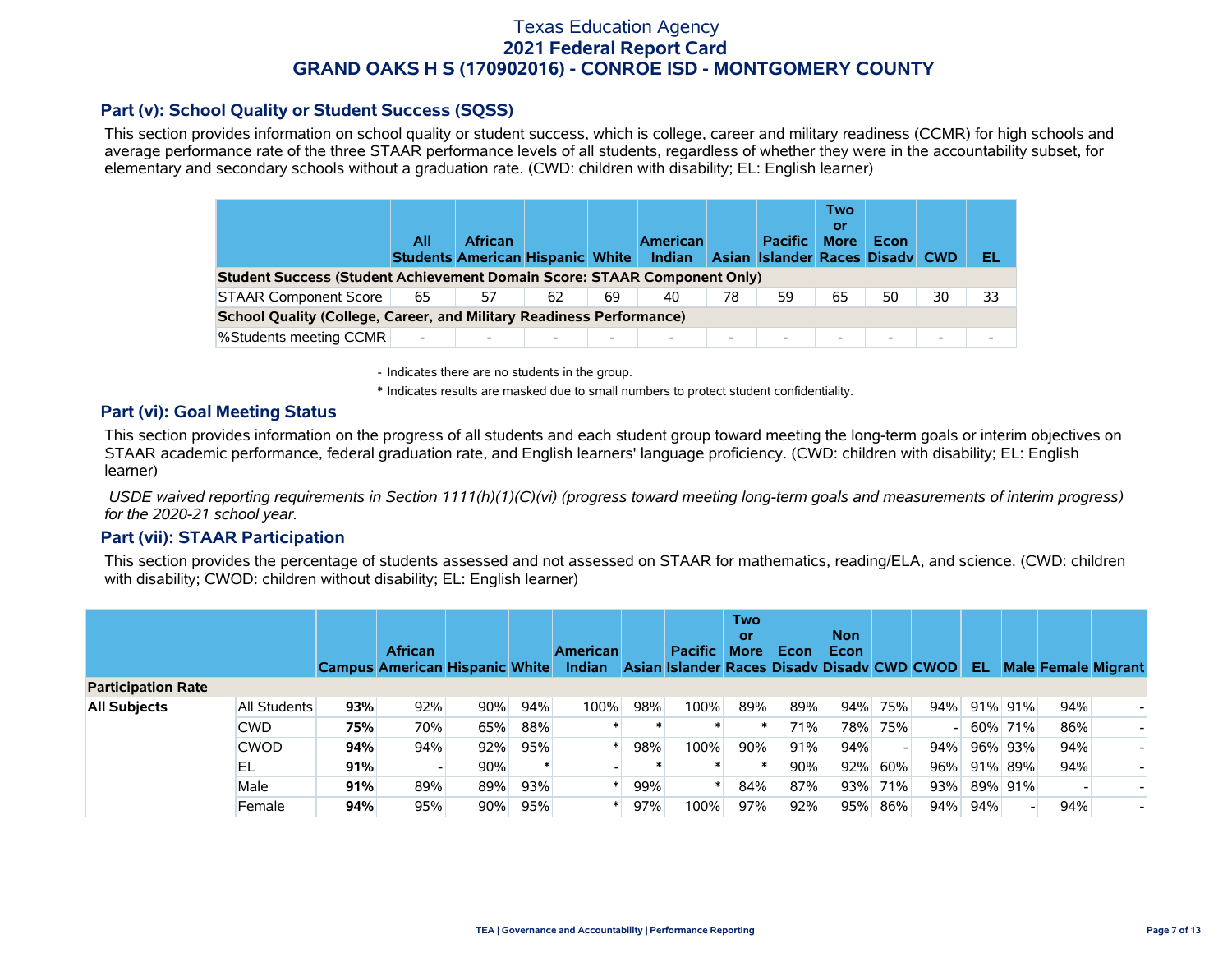# Texas Education Agency
## 2021 Federal Report Card
## GRAND OAKS H S (170902016) - CONROE ISD - MONTGOMERY COUNTY

### Part (v): School Quality or Student Success (SQSS)

This section provides information on school quality or student success, which is college, career and military readiness (CCMR) for high schools and average performance rate of the three STAAR performance levels of all students, regardless of whether they were in the accountability subset, for elementary and secondary schools without a graduation rate. (CWD: children with disability; EL: English learner)

| | All Students | African American | Hispanic | White | American Indian | Asian | Pacific Islander | Two or More Races | Econ Disadv | CWD | EL |
|---|---|---|---|---|---|---|---|---|---|---|---|
| **Student Success (Student Achievement Domain Score: STAAR Component Only)** | | | | | | | | | | | |
| STAAR Component Score | 65 | 57 | 62 | 69 | 40 | 78 | 59 | 65 | 50 | 30 | 33 |
| **School Quality (College, Career, and Military Readiness Performance)** | | | | | | | | | | | |
| %Students meeting CCMR | - | - | - | - | - | - | - | - | - | - | - |

- Indicates there are no students in the group.

* Indicates results are masked due to small numbers to protect student confidentiality.

### Part (vi): Goal Meeting Status

This section provides information on the progress of all students and each student group toward meeting the long-term goals or interim objectives on STAAR academic performance, federal graduation rate, and English learners' language proficiency. (CWD: children with disability; EL: English learner)

*USDE waived reporting requirements in Section 1111(h)(1)(C)(vi) (progress toward meeting long-term goals and measurements of interim progress) for the 2020-21 school year.*

### Part (vii): STAAR Participation

This section provides the percentage of students assessed and not assessed on STAAR for mathematics, reading/ELA, and science. (CWD: children with disability; CWOD: children without disability; EL: English learner)

| | | Campus | African American | Hispanic | White | American Indian | Asian | Pacific Islander | Two or More Races | Econ Disadv | Non Econ Disadv | CWD | CWOD | EL | Male | Female | Migrant |
|---|---|---|---|---|---|---|---|---|---|---|---|---|---|---|---|---|---|
| **Participation Rate** | | | | | | | | | | | | | | | | | |
| **All Subjects** | All Students | **93%** | 92% | 90% | 94% | 100% | 98% | 100% | 89% | 89% | 94% | 75% | 94% | 91% | 91% | 94% | - |
| | CWD | **75%** | 70% | 65% | 88% | * | * | * | * | 71% | 78% | 75% | - | 60% | 71% | 86% | - |
| | CWOD | **94%** | 94% | 92% | 95% | * | 98% | 100% | 90% | 91% | 94% | - | 94% | 96% | 93% | 94% | - |
| | EL | **91%** | - | 90% | * | - | * | * | * | 90% | 92% | 60% | 96% | 91% | 89% | 94% | - |
| | Male | **91%** | 89% | 89% | 93% | * | 99% | * | 84% | 87% | 93% | 71% | 93% | 89% | 91% | - | - |
| | Female | **94%** | 95% | 90% | 95% | * | 97% | 100% | 97% | 92% | 95% | 86% | 94% | 94% | - | 94% | - |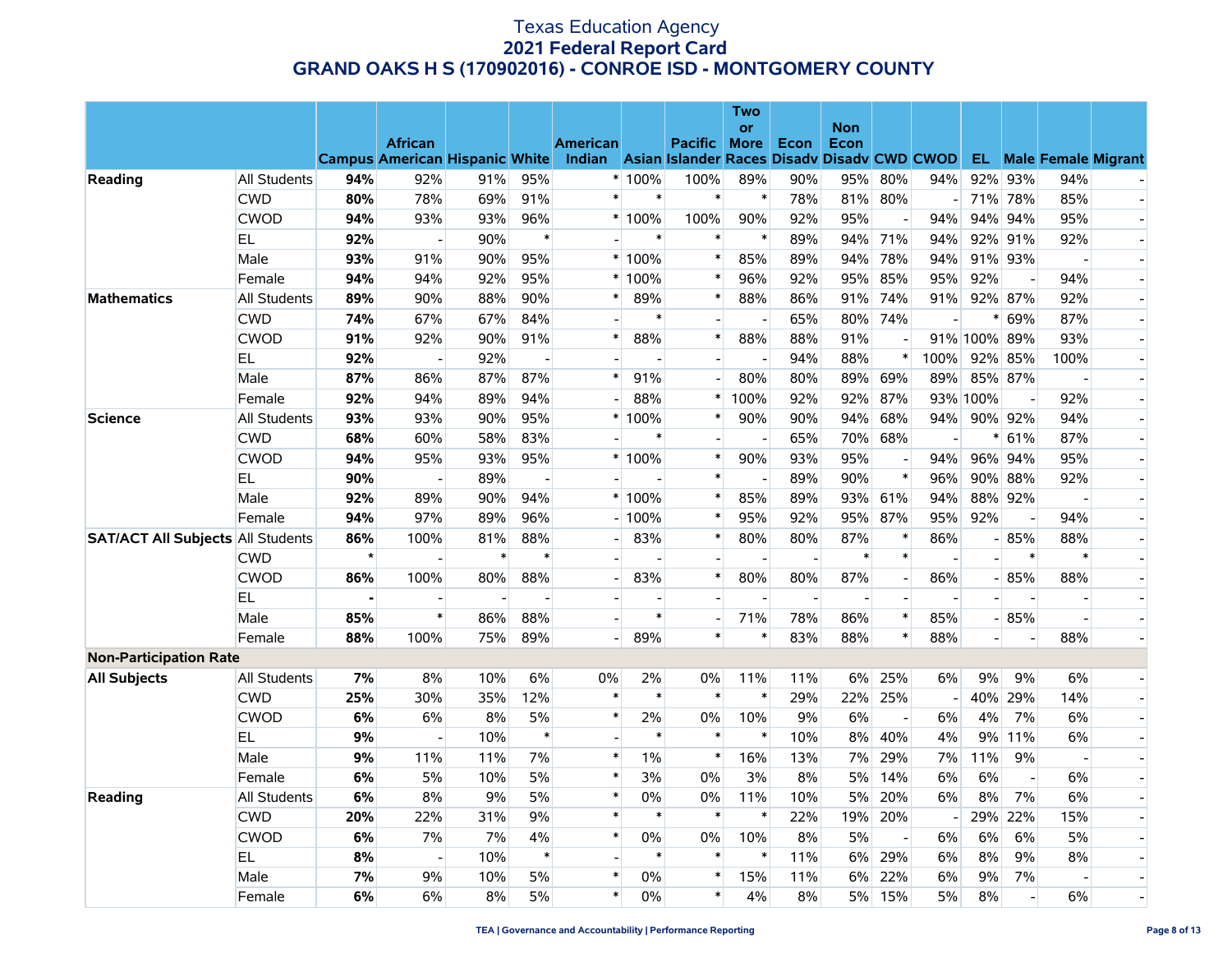# Texas Education Agency
## 2021 Federal Report Card
## GRAND OAKS H S (170902016) - CONROE ISD - MONTGOMERY COUNTY

| | | Campus | African American | Hispanic | White | American Indian | Asian | Pacific Islander | Two or More Races | Econ Disadv | Non Econ Disadv | CWD | CWOD | EL | Male | Female | Migrant |
|---|---|---|---|---|---|---|---|---|---|---|---|---|---|---|---|---|---|
| **Reading** | All Students | **94%** | 92% | 91% | 95% | * | 100% | 100% | 89% | 90% | 95% | 80% | 94% | 92% | 93% | 94% | - |
| | CWD | **80%** | 78% | 69% | 91% | * | * | * | * | 78% | 81% | 80% | - | 71% | 78% | 85% | - |
| | CWOD | **94%** | 93% | 93% | 96% | * | 100% | 100% | 90% | 92% | 95% | - | 94% | 94% | 94% | 95% | - |
| | EL | **92%** | - | 90% | * | - | * | * | * | 89% | 94% | 71% | 94% | 92% | 91% | 92% | - |
| | Male | **93%** | 91% | 90% | 95% | * | 100% | * | 85% | 89% | 94% | 78% | 94% | 91% | 93% | - | - |
| | Female | **94%** | 94% | 92% | 95% | * | 100% | * | 96% | 92% | 95% | 85% | 95% | 92% | - | 94% | - |
| **Mathematics** | All Students | **89%** | 90% | 88% | 90% | * | 89% | * | 88% | 86% | 91% | 74% | 91% | 92% | 87% | 92% | - |
| | CWD | **74%** | 67% | 67% | 84% | - | * | - | - | 65% | 80% | 74% | - | * | 69% | 87% | - |
| | CWOD | **91%** | 92% | 90% | 91% | * | 88% | * | 88% | 88% | 91% | - | 91% | 100% | 89% | 93% | - |
| | EL | **92%** | - | 92% | - | - | - | - | - | 94% | 88% | * | 100% | 92% | 85% | 100% | - |
| | Male | **87%** | 86% | 87% | 87% | * | 91% | - | 80% | 80% | 89% | 69% | 89% | 85% | 87% | - | - |
| | Female | **92%** | 94% | 89% | 94% | - | 88% | * | 100% | 92% | 92% | 87% | 93% | 100% | - | 92% | - |
| **Science** | All Students | **93%** | 93% | 90% | 95% | * | 100% | * | 90% | 90% | 94% | 68% | 94% | 90% | 92% | 94% | - |
| | CWD | **68%** | 60% | 58% | 83% | - | * | - | - | 65% | 70% | 68% | - | * | 61% | 87% | - |
| | CWOD | **94%** | 95% | 93% | 95% | * | 100% | * | 90% | 93% | 95% | - | 94% | 96% | 94% | 95% | - |
| | EL | **90%** | - | 89% | - | - | - | * | - | 89% | 90% | * | 96% | 90% | 88% | 92% | - |
| | Male | **92%** | 89% | 90% | 94% | * | 100% | * | 85% | 89% | 93% | 61% | 94% | 88% | 92% | - | - |
| | Female | **94%** | 97% | 89% | 96% | - | 100% | * | 95% | 92% | 95% | 87% | 95% | 92% | - | 94% | - |
| **SAT/ACT All Subjects** | All Students | **86%** | 100% | 81% | 88% | - | 83% | * | 80% | 80% | 87% | * | 86% | - | 85% | 88% | - |
| | CWD | * | - | * | * | - | - | - | - | - | * | * | - | - | * | * | - |
| | CWOD | **86%** | 100% | 80% | 88% | - | 83% | * | 80% | 80% | 87% | - | 86% | - | 85% | 88% | - |
| | EL | - | - | - | - | - | - | - | - | - | - | - | - | - | - | - | - |
| | Male | **85%** | * | 86% | 88% | - | * | - | 71% | 78% | 86% | * | 85% | - | 85% | - | - |
| | Female | **88%** | 100% | 75% | 89% | - | 89% | * | * | 83% | 88% | * | 88% | - | - | 88% | - |
| **Non-Participation Rate** | | | | | | | | | | | | | | | | | |
| **All Subjects** | All Students | **7%** | 8% | 10% | 6% | 0% | 2% | 0% | 11% | 11% | 6% | 25% | 6% | 9% | 9% | 6% | - |
| | CWD | **25%** | 30% | 35% | 12% | * | * | * | * | 29% | 22% | 25% | - | 40% | 29% | 14% | - |
| | CWOD | **6%** | 6% | 8% | 5% | * | 2% | 0% | 10% | 9% | 6% | - | 6% | 4% | 7% | 6% | - |
| | EL | **9%** | - | 10% | * | - | * | * | * | 10% | 8% | 40% | 4% | 9% | 11% | 6% | - |
| | Male | **9%** | 11% | 11% | 7% | * | 1% | * | 16% | 13% | 7% | 29% | 7% | 11% | 9% | - | - |
| | Female | **6%** | 5% | 10% | 5% | * | 3% | 0% | 3% | 8% | 5% | 14% | 6% | 6% | - | 6% | - |
| **Reading** | All Students | **6%** | 8% | 9% | 5% | * | 0% | 0% | 11% | 10% | 5% | 20% | 6% | 8% | 7% | 6% | - |
| | CWD | **20%** | 22% | 31% | 9% | * | * | * | * | 22% | 19% | 20% | - | 29% | 22% | 15% | - |
| | CWOD | **6%** | 7% | 7% | 4% | * | 0% | 0% | 10% | 8% | 5% | - | 6% | 6% | 6% | 5% | - |
| | EL | **8%** | - | 10% | * | - | * | * | * | 11% | 6% | 29% | 6% | 8% | 9% | 8% | - |
| | Male | **7%** | 9% | 10% | 5% | * | 0% | * | 15% | 11% | 6% | 22% | 6% | 9% | 7% | - | - |
| | Female | **6%** | 6% | 8% | 5% | * | 0% | * | 4% | 8% | 5% | 15% | 5% | 8% | - | 6% | - |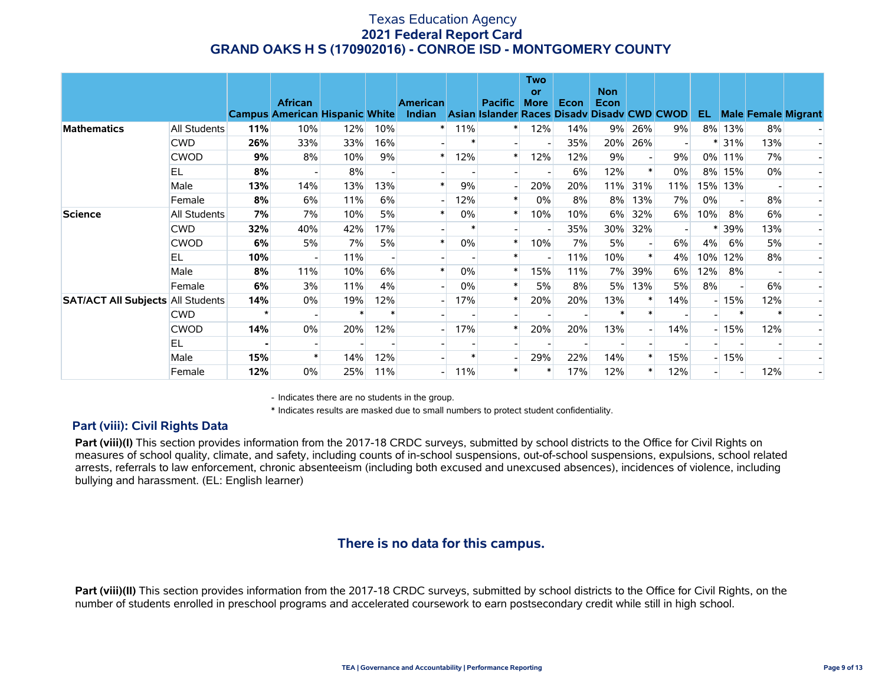# Texas Education Agency
## 2021 Federal Report Card
## GRAND OAKS H S (170902016) - CONROE ISD - MONTGOMERY COUNTY

| | | Campus | African American | Hispanic | White | American Indian | Asian | Pacific Islander | Two or More Races | Econ Disadv | Non Econ Disadv | CWD | CWOD | EL | Male | Female | Migrant |
|---|---|---|---|---|---|---|---|---|---|---|---|---|---|---|---|---|---|
| **Mathematics** | All Students | **11%** | 10% | 12% | 10% | * | 11% | * | 12% | 14% | 9% | 26% | 9% | 8% | 13% | 8% | - |
| | CWD | **26%** | 33% | 33% | 16% | - | * | - | - | 35% | 20% | 26% | - | * | 31% | 13% | - |
| | CWOD | **9%** | 8% | 10% | 9% | * | 12% | * | 12% | 12% | 9% | - | 9% | 0% | 11% | 7% | - |
| | EL | **8%** | - | 8% | - | - | - | - | - | 6% | 12% | * | 0% | 8% | 15% | 0% | - |
| | Male | **13%** | 14% | 13% | 13% | * | 9% | - | 20% | 20% | 11% | 31% | 11% | 15% | 13% | - | - |
| | Female | **8%** | 6% | 11% | 6% | - | 12% | * | 0% | 8% | 8% | 13% | 7% | 0% | - | 8% | - |
| **Science** | All Students | **7%** | 7% | 10% | 5% | * | 0% | * | 10% | 10% | 6% | 32% | 6% | 10% | 8% | 6% | - |
| | CWD | **32%** | 40% | 42% | 17% | - | * | - | - | 35% | 30% | 32% | - | * | 39% | 13% | - |
| | CWOD | **6%** | 5% | 7% | 5% | * | 0% | * | 10% | 7% | 5% | - | 6% | 4% | 6% | 5% | - |
| | EL | **10%** | - | 11% | - | - | - | * | - | 11% | 10% | * | 4% | 10% | 12% | 8% | - |
| | Male | **8%** | 11% | 10% | 6% | * | 0% | * | 15% | 11% | 7% | 39% | 6% | 12% | 8% | - | - |
| | Female | **6%** | 3% | 11% | 4% | - | 0% | * | 5% | 8% | 5% | 13% | 5% | 8% | - | 6% | - |
| **SAT/ACT All Subjects** | All Students | **14%** | 0% | 19% | 12% | - | 17% | * | 20% | 20% | 13% | * | 14% | - | 15% | 12% | - |
| | CWD | * | - | * | * | - | - | - | - | - | * | * | - | - | * | * | - |
| | CWOD | **14%** | 0% | 20% | 12% | - | 17% | * | 20% | 20% | 13% | - | 14% | - | 15% | 12% | - |
| | EL | **-** | - | - | - | - | - | - | - | - | - | - | - | - | - | - | - |
| | Male | **15%** | * | 14% | 12% | - | * | - | 29% | 22% | 14% | * | 15% | - | 15% | - | - |
| | Female | **12%** | 0% | 25% | 11% | - | 11% | * | * | 17% | 12% | * | 12% | - | - | 12% | - |

- Indicates there are no students in the group.

* Indicates results are masked due to small numbers to protect student confidentiality.

### Part (viii): Civil Rights Data

**Part (viii)(I)** This section provides information from the 2017-18 CRDC surveys, submitted by school districts to the Office for Civil Rights on measures of school quality, climate, and safety, including counts of in-school suspensions, out-of-school suspensions, expulsions, school related arrests, referrals to law enforcement, chronic absenteeism (including both excused and unexcused absences), incidences of violence, including bullying and harassment. (EL: English learner)

**There is no data for this campus.**

**Part (viii)(II)** This section provides information from the 2017-18 CRDC surveys, submitted by school districts to the Office for Civil Rights, on the number of students enrolled in preschool programs and accelerated coursework to earn postsecondary credit while still in high school.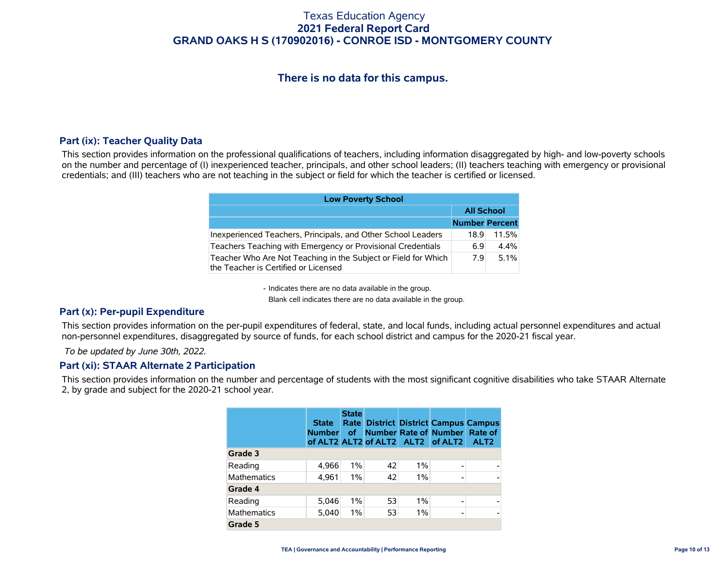Texas Education Agency
**2021 Federal Report Card**
**GRAND OAKS H S (170902016) - CONROE ISD - MONTGOMERY COUNTY**

### There is no data for this campus.

## Part (ix): Teacher Quality Data

This section provides information on the professional qualifications of teachers, including information disaggregated by high- and low-poverty schools on the number and percentage of (I) inexperienced teacher, principals, and other school leaders; (II) teachers teaching with emergency or provisional credentials; and (III) teachers who are not teaching in the subject or field for which the teacher is certified or licensed.

| Low Poverty School | | |
|---|---|---|
| | All School | |
| | Number | Percent |
| Inexperienced Teachers, Principals, and Other School Leaders | 18.9 | 11.5% |
| Teachers Teaching with Emergency or Provisional Credentials | 6.9 | 4.4% |
| Teacher Who Are Not Teaching in the Subject or Field for Which the Teacher is Certified or Licensed | 7.9 | 5.1% |

- Indicates there are no data available in the group.
Blank cell indicates there are no data available in the group.

## Part (x): Per-pupil Expenditure

This section provides information on the per-pupil expenditures of federal, state, and local funds, including actual personnel expenditures and actual non-personnel expenditures, disaggregated by source of funds, for each school district and campus for the 2020-21 fiscal year.

*To be updated by June 30th, 2022.*

## Part (xi): STAAR Alternate 2 Participation

This section provides information on the number and percentage of students with the most significant cognitive disabilities who take STAAR Alternate 2, by grade and subject for the 2020-21 school year.

| | State Number of ALT2 | State Rate of ALT2 | District Number of ALT2 | District Rate of ALT2 | Campus Number of ALT2 | Campus Rate of ALT2 |
|---|---|---|---|---|---|---|
| **Grade 3** | | | | | | |
| Reading | 4,966 | 1% | 42 | 1% | - | - |
| Mathematics | 4,961 | 1% | 42 | 1% | - | - |
| **Grade 4** | | | | | | |
| Reading | 5,046 | 1% | 53 | 1% | - | - |
| Mathematics | 5,040 | 1% | 53 | 1% | - | - |
| **Grade 5** | | | | | | |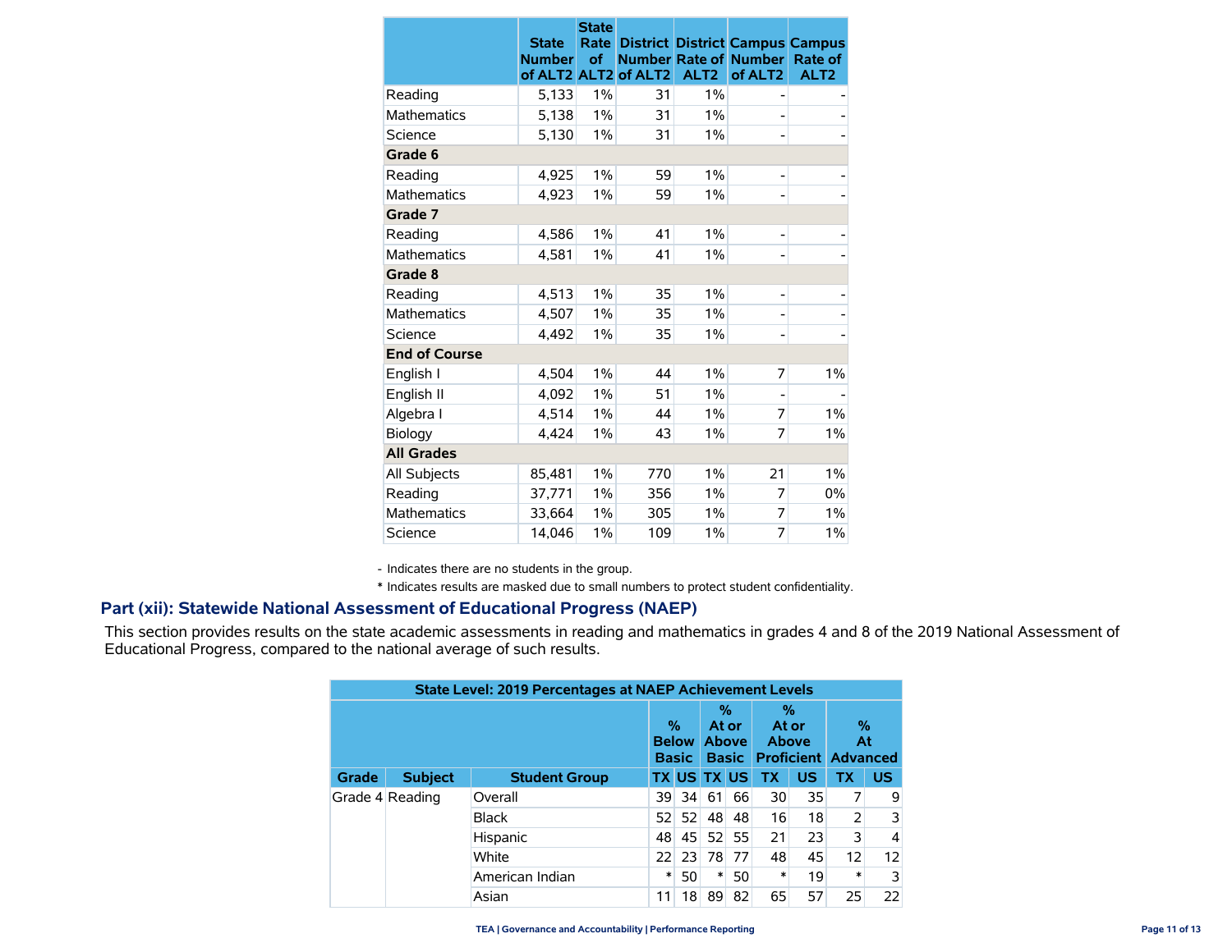| | State Number of ALT2 | State Rate of ALT2 | District Number of ALT2 | District Rate of ALT2 | Campus Number of ALT2 | Campus Rate of ALT2 |
|---|---|---|---|---|---|---|
| Reading | 5,133 | 1% | 31 | 1% | - | - |
| Mathematics | 5,138 | 1% | 31 | 1% | - | - |
| Science | 5,130 | 1% | 31 | 1% | - | - |
| **Grade 6** | | | | | | |
| Reading | 4,925 | 1% | 59 | 1% | - | - |
| Mathematics | 4,923 | 1% | 59 | 1% | - | - |
| **Grade 7** | | | | | | |
| Reading | 4,586 | 1% | 41 | 1% | - | - |
| Mathematics | 4,581 | 1% | 41 | 1% | - | - |
| **Grade 8** | | | | | | |
| Reading | 4,513 | 1% | 35 | 1% | - | - |
| Mathematics | 4,507 | 1% | 35 | 1% | - | - |
| Science | 4,492 | 1% | 35 | 1% | - | - |
| **End of Course** | | | | | | |
| English I | 4,504 | 1% | 44 | 1% | 7 | 1% |
| English II | 4,092 | 1% | 51 | 1% | - | - |
| Algebra I | 4,514 | 1% | 44 | 1% | 7 | 1% |
| Biology | 4,424 | 1% | 43 | 1% | 7 | 1% |
| **All Grades** | | | | | | |
| All Subjects | 85,481 | 1% | 770 | 1% | 21 | 1% |
| Reading | 37,771 | 1% | 356 | 1% | 7 | 0% |
| Mathematics | 33,664 | 1% | 305 | 1% | 7 | 1% |
| Science | 14,046 | 1% | 109 | 1% | 7 | 1% |

- Indicates there are no students in the group.

* Indicates results are masked due to small numbers to protect student confidentiality.

## Part (xii): Statewide National Assessment of Educational Progress (NAEP)

This section provides results on the state academic assessments in reading and mathematics in grades 4 and 8 of the 2019 National Assessment of Educational Progress, compared to the national average of such results.

**State Level: 2019 Percentages at NAEP Achievement Levels**

| | | | % Below Basic | | % At or Above Basic | | % At or Above Proficient | | % At Advanced | |
|---|---|---|---|---|---|---|---|---|---|---|
| Grade | Subject | Student Group | TX | US | TX | US | TX | US | TX | US |
| Grade 4 | Reading | Overall | 39 | 34 | 61 | 66 | 30 | 35 | 7 | 9 |
| | | Black | 52 | 52 | 48 | 48 | 16 | 18 | 2 | 3 |
| | | Hispanic | 48 | 45 | 52 | 55 | 21 | 23 | 3 | 4 |
| | | White | 22 | 23 | 78 | 77 | 48 | 45 | 12 | 12 |
| | | American Indian | * | 50 | * | 50 | * | 19 | * | 3 |
| | | Asian | 11 | 18 | 89 | 82 | 65 | 57 | 25 | 22 |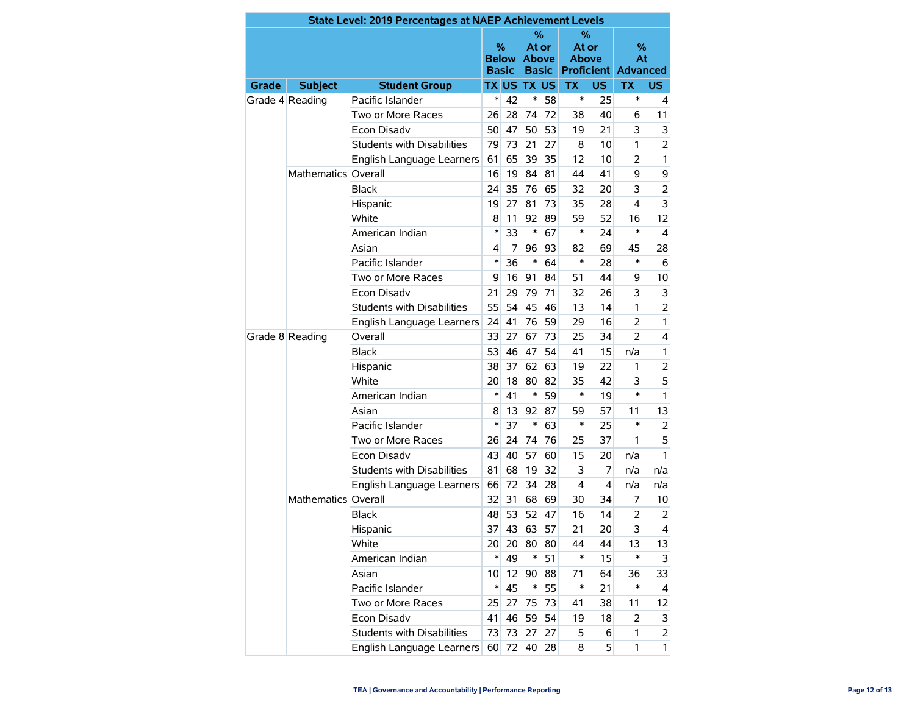| State Level: 2019 Percentages at NAEP Achievement Levels | | | | | | | | | | | |
|---|---|---|---|---|---|---|---|---|---|---|---|
| | | | % Below Basic | | % At or Above Basic | | % At or Above Proficient | | % At Advanced | | |
| Grade | Subject | Student Group | TX | US | TX | US | TX | US | TX | US |
| Grade 4 | Reading | Pacific Islander | * | 42 | * | 58 | * | 25 | * | 4 |
| | | Two or More Races | 26 | 28 | 74 | 72 | 38 | 40 | 6 | 11 |
| | | Econ Disadv | 50 | 47 | 50 | 53 | 19 | 21 | 3 | 3 |
| | | Students with Disabilities | 79 | 73 | 21 | 27 | 8 | 10 | 1 | 2 |
| | | English Language Learners | 61 | 65 | 39 | 35 | 12 | 10 | 2 | 1 |
| | Mathematics | Overall | 16 | 19 | 84 | 81 | 44 | 41 | 9 | 9 |
| | | Black | 24 | 35 | 76 | 65 | 32 | 20 | 3 | 2 |
| | | Hispanic | 19 | 27 | 81 | 73 | 35 | 28 | 4 | 3 |
| | | White | 8 | 11 | 92 | 89 | 59 | 52 | 16 | 12 |
| | | American Indian | * | 33 | * | 67 | * | 24 | * | 4 |
| | | Asian | 4 | 7 | 96 | 93 | 82 | 69 | 45 | 28 |
| | | Pacific Islander | * | 36 | * | 64 | * | 28 | * | 6 |
| | | Two or More Races | 9 | 16 | 91 | 84 | 51 | 44 | 9 | 10 |
| | | Econ Disadv | 21 | 29 | 79 | 71 | 32 | 26 | 3 | 3 |
| | | Students with Disabilities | 55 | 54 | 45 | 46 | 13 | 14 | 1 | 2 |
| | | English Language Learners | 24 | 41 | 76 | 59 | 29 | 16 | 2 | 1 |
| Grade 8 | Reading | Overall | 33 | 27 | 67 | 73 | 25 | 34 | 2 | 4 |
| | | Black | 53 | 46 | 47 | 54 | 41 | 15 | n/a | 1 |
| | | Hispanic | 38 | 37 | 62 | 63 | 19 | 22 | 1 | 2 |
| | | White | 20 | 18 | 80 | 82 | 35 | 42 | 3 | 5 |
| | | American Indian | * | 41 | * | 59 | * | 19 | * | 1 |
| | | Asian | 8 | 13 | 92 | 87 | 59 | 57 | 11 | 13 |
| | | Pacific Islander | * | 37 | * | 63 | * | 25 | * | 2 |
| | | Two or More Races | 26 | 24 | 74 | 76 | 25 | 37 | 1 | 5 |
| | | Econ Disadv | 43 | 40 | 57 | 60 | 15 | 20 | n/a | 1 |
| | | Students with Disabilities | 81 | 68 | 19 | 32 | 3 | 7 | n/a | n/a |
| | | English Language Learners | 66 | 72 | 34 | 28 | 4 | 4 | n/a | n/a |
| | Mathematics | Overall | 32 | 31 | 68 | 69 | 30 | 34 | 7 | 10 |
| | | Black | 48 | 53 | 52 | 47 | 16 | 14 | 2 | 2 |
| | | Hispanic | 37 | 43 | 63 | 57 | 21 | 20 | 3 | 4 |
| | | White | 20 | 20 | 80 | 80 | 44 | 44 | 13 | 13 |
| | | American Indian | * | 49 | * | 51 | * | 15 | * | 3 |
| | | Asian | 10 | 12 | 90 | 88 | 71 | 64 | 36 | 33 |
| | | Pacific Islander | * | 45 | * | 55 | * | 21 | * | 4 |
| | | Two or More Races | 25 | 27 | 75 | 73 | 41 | 38 | 11 | 12 |
| | | Econ Disadv | 41 | 46 | 59 | 54 | 19 | 18 | 2 | 3 |
| | | Students with Disabilities | 73 | 73 | 27 | 27 | 5 | 6 | 1 | 2 |
| | | English Language Learners | 60 | 72 | 40 | 28 | 8 | 5 | 1 | 1 |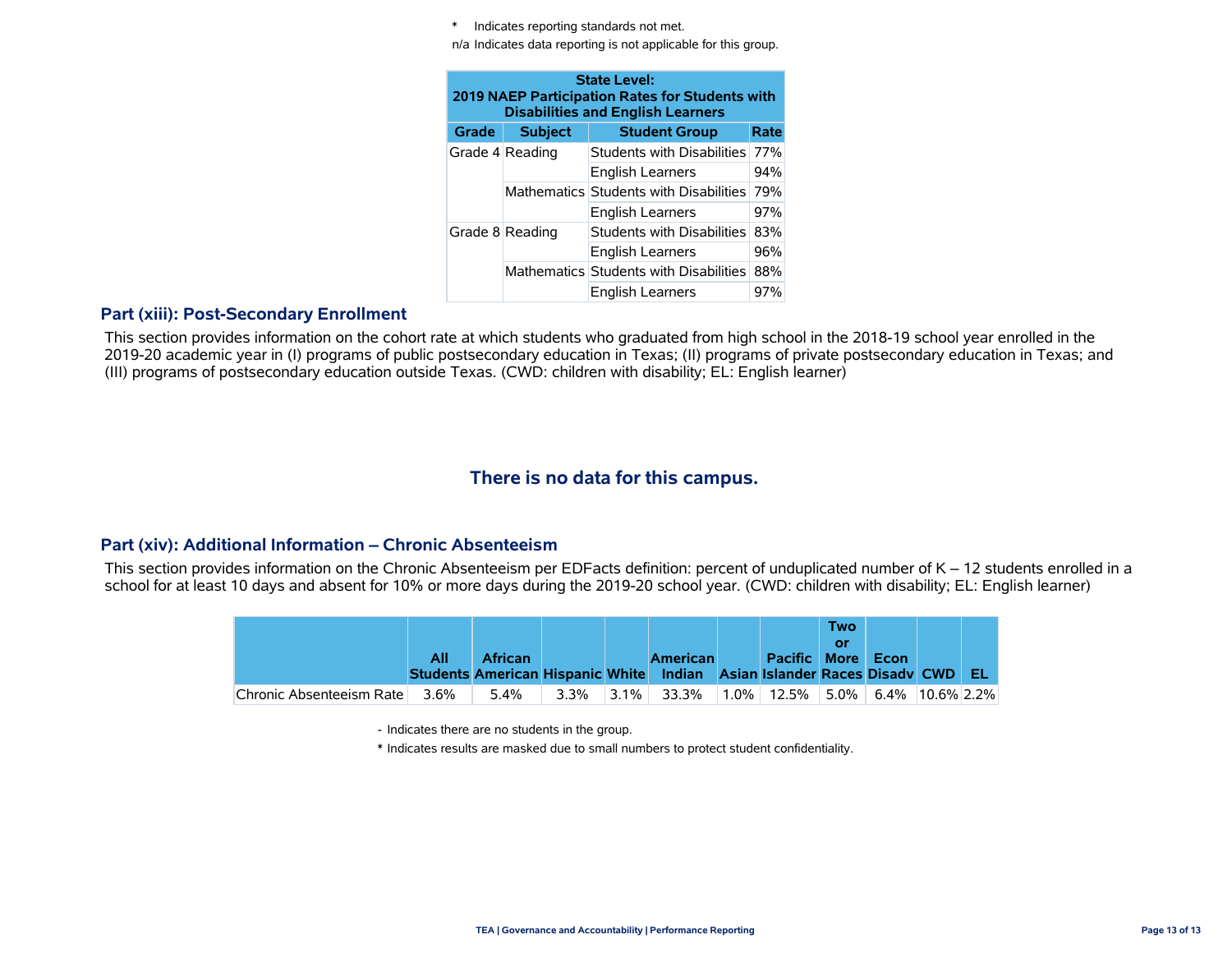\* Indicates reporting standards not met.

n/a Indicates data reporting is not applicable for this group.

| State Level: 2019 NAEP Participation Rates for Students with Disabilities and English Learners | | | |
|---|---|---|---|
| Grade | Subject | Student Group | Rate |
| Grade 4 | Reading | Students with Disabilities | 77% |
| | | English Learners | 94% |
| | Mathematics | Students with Disabilities | 79% |
| | | English Learners | 97% |
| Grade 8 | Reading | Students with Disabilities | 83% |
| | | English Learners | 96% |
| | Mathematics | Students with Disabilities | 88% |
| | | English Learners | 97% |

## Part (xiii): Post-Secondary Enrollment

This section provides information on the cohort rate at which students who graduated from high school in the 2018-19 school year enrolled in the 2019-20 academic year in (I) programs of public postsecondary education in Texas; (II) programs of private postsecondary education in Texas; and (III) programs of postsecondary education outside Texas. (CWD: children with disability; EL: English learner)

### There is no data for this campus.

## Part (xiv): Additional Information – Chronic Absenteeism

This section provides information on the Chronic Absenteeism per EDFacts definition: percent of unduplicated number of K – 12 students enrolled in a school for at least 10 days and absent for 10% or more days during the 2019-20 school year. (CWD: children with disability; EL: English learner)

| | All Students | African American | Hispanic | White | American Indian | Asian | Pacific Islander | Two or More Races | Econ Disadv | CWD | EL |
|---|---|---|---|---|---|---|---|---|---|---|---|
| Chronic Absenteeism Rate | 3.6% | 5.4% | 3.3% | 3.1% | 33.3% | 1.0% | 12.5% | 5.0% | 6.4% | 10.6% | 2.2% |

\- Indicates there are no students in the group.

\* Indicates results are masked due to small numbers to protect student confidentiality.